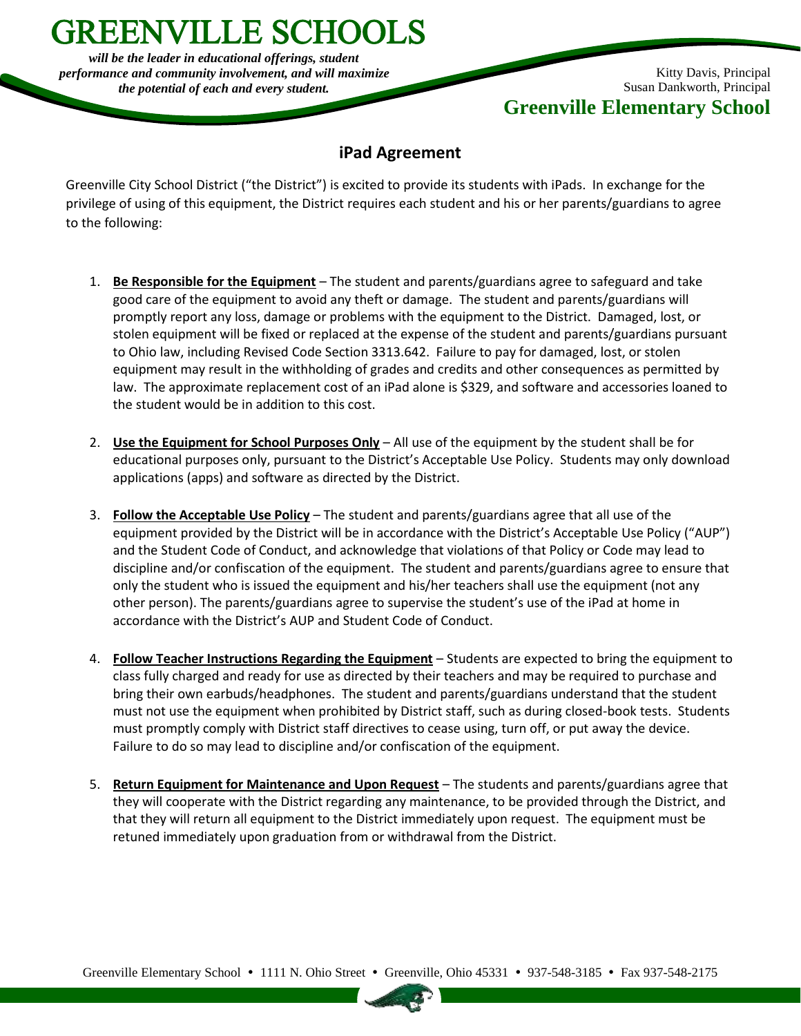# GREENVILLE SCHOOLS

***will be the leader in educational offerings, student performance and community involvement, and will maximize the potential of each and every student.***

Kitty Davis, Principal
Susan Dankworth, Principal

**Greenville Elementary School**

## iPad Agreement

Greenville City School District ("the District") is excited to provide its students with iPads. In exchange for the privilege of using of this equipment, the District requires each student and his or her parents/guardians to agree to the following:

1. **Be Responsible for the Equipment** – The student and parents/guardians agree to safeguard and take good care of the equipment to avoid any theft or damage. The student and parents/guardians will promptly report any loss, damage or problems with the equipment to the District. Damaged, lost, or stolen equipment will be fixed or replaced at the expense of the student and parents/guardians pursuant to Ohio law, including Revised Code Section 3313.642. Failure to pay for damaged, lost, or stolen equipment may result in the withholding of grades and credits and other consequences as permitted by law. The approximate replacement cost of an iPad alone is $329, and software and accessories loaned to the student would be in addition to this cost.

2. **Use the Equipment for School Purposes Only** – All use of the equipment by the student shall be for educational purposes only, pursuant to the District's Acceptable Use Policy. Students may only download applications (apps) and software as directed by the District.

3. **Follow the Acceptable Use Policy** – The student and parents/guardians agree that all use of the equipment provided by the District will be in accordance with the District's Acceptable Use Policy ("AUP") and the Student Code of Conduct, and acknowledge that violations of that Policy or Code may lead to discipline and/or confiscation of the equipment. The student and parents/guardians agree to ensure that only the student who is issued the equipment and his/her teachers shall use the equipment (not any other person). The parents/guardians agree to supervise the student's use of the iPad at home in accordance with the District's AUP and Student Code of Conduct.

4. **Follow Teacher Instructions Regarding the Equipment** – Students are expected to bring the equipment to class fully charged and ready for use as directed by their teachers and may be required to purchase and bring their own earbuds/headphones. The student and parents/guardians understand that the student must not use the equipment when prohibited by District staff, such as during closed-book tests. Students must promptly comply with District staff directives to cease using, turn off, or put away the device. Failure to do so may lead to discipline and/or confiscation of the equipment.

5. **Return Equipment for Maintenance and Upon Request** – The students and parents/guardians agree that they will cooperate with the District regarding any maintenance, to be provided through the District, and that they will return all equipment to the District immediately upon request. The equipment must be retuned immediately upon graduation from or withdrawal from the District.

Greenville Elementary School • 1111 N. Ohio Street • Greenville, Ohio 45331 • 937-548-3185 • Fax 937-548-2175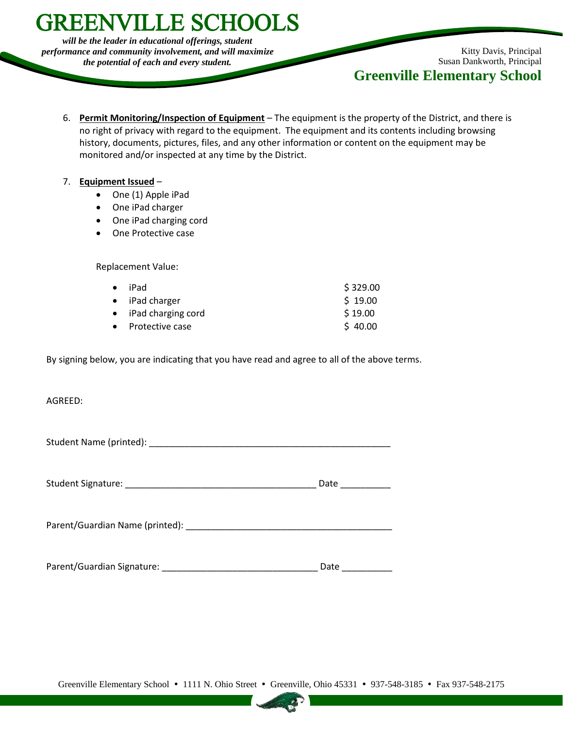6. **Permit Monitoring/Inspection of Equipment** – The equipment is the property of the District, and there is no right of privacy with regard to the equipment. The equipment and its contents including browsing history, documents, pictures, files, and any other information or content on the equipment may be monitored and/or inspected at any time by the District.

7. **Equipment Issued** –
   - One (1) Apple iPad
   - One iPad charger
   - One iPad charging cord
   - One Protective case

   Replacement Value:

   | | |
   |---|---|
   | • iPad | $ 329.00 |
   | • iPad charger | $ 19.00 |
   | • iPad charging cord | $ 19.00 |
   | • Protective case | $ 40.00 |

By signing below, you are indicating that you have read and agree to all of the above terms.

AGREED:

Student Name (printed): ________________________________________________

Student Signature: ____________________________________ Date __________

Parent/Guardian Name (printed): ________________________________________

Parent/Guardian Signature: ______________________________ Date __________